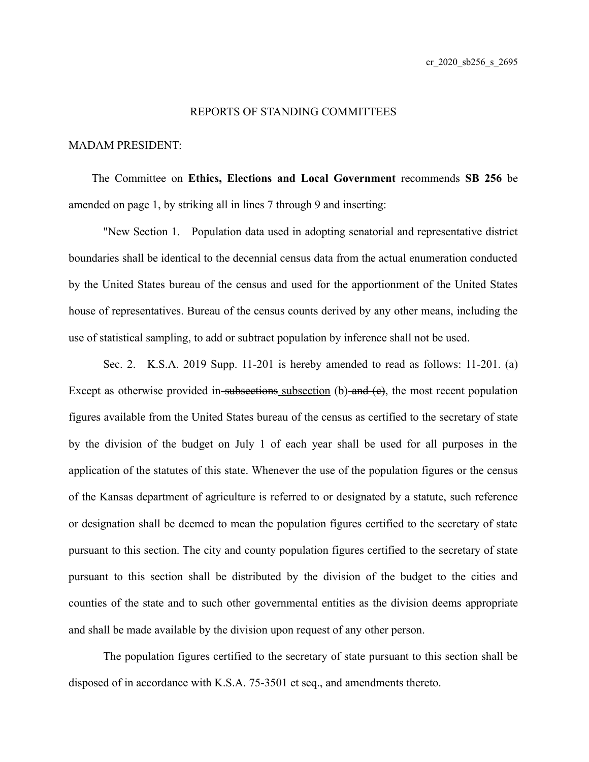## REPORTS OF STANDING COMMITTEES

MADAM PRESIDENT:

The Committee on **Ethics, Elections and Local Government** recommends **SB 256** be amended on page 1, by striking all in lines 7 through 9 and inserting:

"New Section 1. Population data used in adopting senatorial and representative district boundaries shall be identical to the decennial census data from the actual enumeration conducted by the United States bureau of the census and used for the apportionment of the United States house of representatives. Bureau of the census counts derived by any other means, including the use of statistical sampling, to add or subtract population by inference shall not be used.

Sec. 2. K.S.A. 2019 Supp. 11-201 is hereby amended to read as follows: 11-201. (a) Except as otherwise provided in ~~subsections~~ subsection (b) ~~and (c)~~, the most recent population figures available from the United States bureau of the census as certified to the secretary of state by the division of the budget on July 1 of each year shall be used for all purposes in the application of the statutes of this state. Whenever the use of the population figures or the census of the Kansas department of agriculture is referred to or designated by a statute, such reference or designation shall be deemed to mean the population figures certified to the secretary of state pursuant to this section. The city and county population figures certified to the secretary of state pursuant to this section shall be distributed by the division of the budget to the cities and counties of the state and to such other governmental entities as the division deems appropriate and shall be made available by the division upon request of any other person.

The population figures certified to the secretary of state pursuant to this section shall be disposed of in accordance with K.S.A. 75-3501 et seq., and amendments thereto.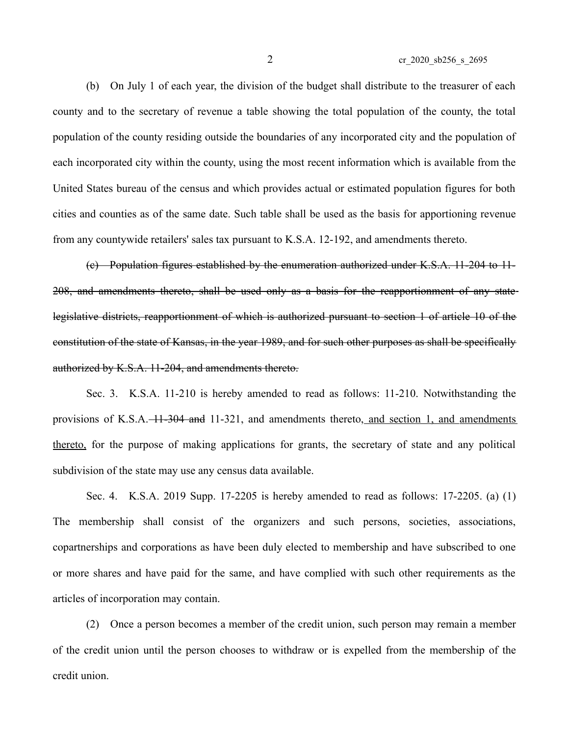(b) On July 1 of each year, the division of the budget shall distribute to the treasurer of each county and to the secretary of revenue a table showing the total population of the county, the total population of the county residing outside the boundaries of any incorporated city and the population of each incorporated city within the county, using the most recent information which is available from the United States bureau of the census and which provides actual or estimated population figures for both cities and counties as of the same date. Such table shall be used as the basis for apportioning revenue from any countywide retailers' sales tax pursuant to K.S.A. 12-192, and amendments thereto.

~~(c) Population figures established by the enumeration authorized under K.S.A. 11-204 to 11-208, and amendments thereto, shall be used only as a basis for the reapportionment of any state legislative districts, reapportionment of which is authorized pursuant to section 1 of article 10 of the constitution of the state of Kansas, in the year 1989, and for such other purposes as shall be specifically authorized by K.S.A. 11-204, and amendments thereto.~~

Sec. 3. K.S.A. 11-210 is hereby amended to read as follows: 11-210. Notwithstanding the provisions of K.S.A. ~~11-304 and~~ 11-321, and amendments thereto, <u>and section 1, and amendments thereto,</u> for the purpose of making applications for grants, the secretary of state and any political subdivision of the state may use any census data available.

Sec. 4. K.S.A. 2019 Supp. 17-2205 is hereby amended to read as follows: 17-2205. (a) (1) The membership shall consist of the organizers and such persons, societies, associations, copartnerships and corporations as have been duly elected to membership and have subscribed to one or more shares and have paid for the same, and have complied with such other requirements as the articles of incorporation may contain.

(2) Once a person becomes a member of the credit union, such person may remain a member of the credit union until the person chooses to withdraw or is expelled from the membership of the credit union.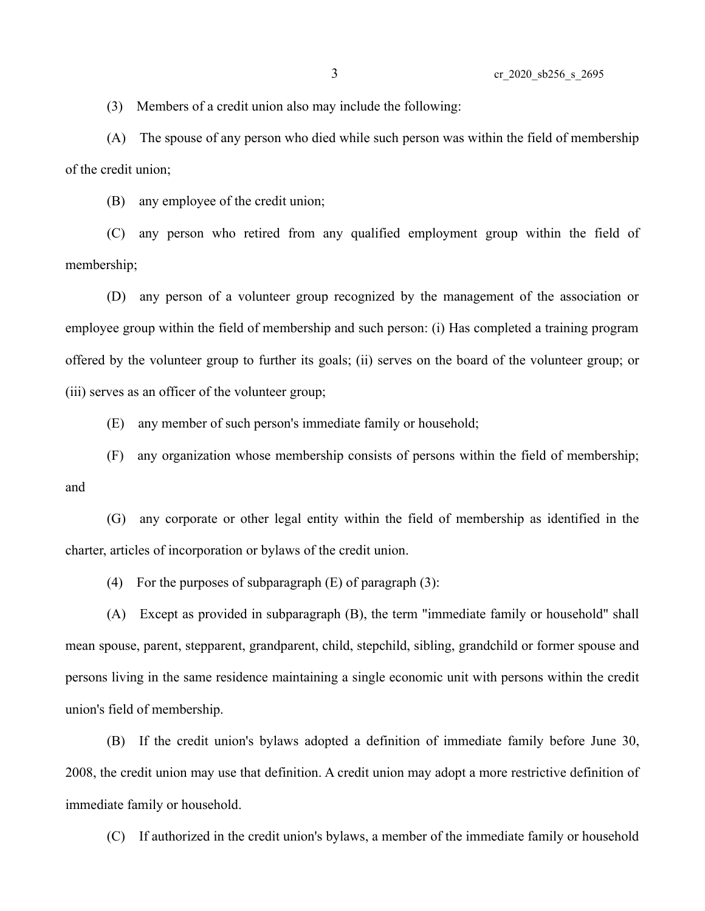(3) Members of a credit union also may include the following:

(A) The spouse of any person who died while such person was within the field of membership of the credit union;

(B) any employee of the credit union;

(C) any person who retired from any qualified employment group within the field of membership;

(D) any person of a volunteer group recognized by the management of the association or employee group within the field of membership and such person: (i) Has completed a training program offered by the volunteer group to further its goals; (ii) serves on the board of the volunteer group; or (iii) serves as an officer of the volunteer group;

(E) any member of such person's immediate family or household;

(F) any organization whose membership consists of persons within the field of membership; and

(G) any corporate or other legal entity within the field of membership as identified in the charter, articles of incorporation or bylaws of the credit union.

(4) For the purposes of subparagraph (E) of paragraph (3):

(A) Except as provided in subparagraph (B), the term "immediate family or household" shall mean spouse, parent, stepparent, grandparent, child, stepchild, sibling, grandchild or former spouse and persons living in the same residence maintaining a single economic unit with persons within the credit union's field of membership.

(B) If the credit union's bylaws adopted a definition of immediate family before June 30, 2008, the credit union may use that definition. A credit union may adopt a more restrictive definition of immediate family or household.

(C) If authorized in the credit union's bylaws, a member of the immediate family or household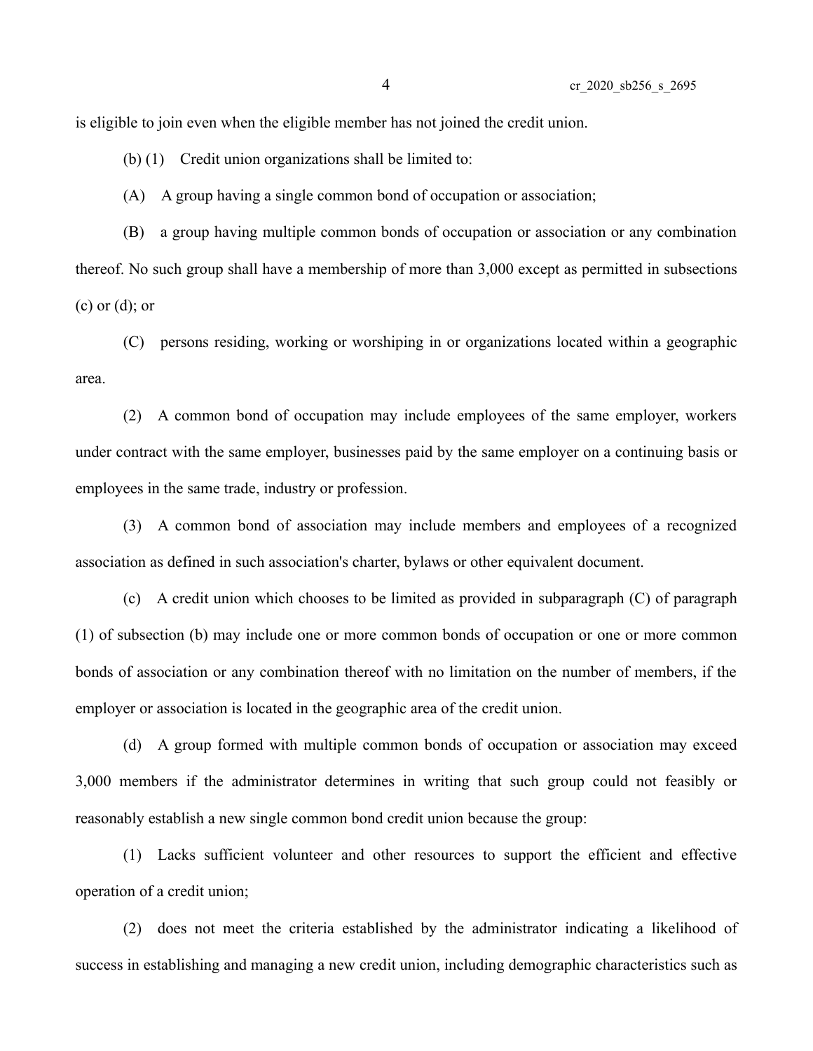is eligible to join even when the eligible member has not joined the credit union.

(b) (1) Credit union organizations shall be limited to:

(A) A group having a single common bond of occupation or association;

(B) a group having multiple common bonds of occupation or association or any combination thereof. No such group shall have a membership of more than 3,000 except as permitted in subsections (c) or (d); or

(C) persons residing, working or worshiping in or organizations located within a geographic area.

(2) A common bond of occupation may include employees of the same employer, workers under contract with the same employer, businesses paid by the same employer on a continuing basis or employees in the same trade, industry or profession.

(3) A common bond of association may include members and employees of a recognized association as defined in such association's charter, bylaws or other equivalent document.

(c) A credit union which chooses to be limited as provided in subparagraph (C) of paragraph (1) of subsection (b) may include one or more common bonds of occupation or one or more common bonds of association or any combination thereof with no limitation on the number of members, if the employer or association is located in the geographic area of the credit union.

(d) A group formed with multiple common bonds of occupation or association may exceed 3,000 members if the administrator determines in writing that such group could not feasibly or reasonably establish a new single common bond credit union because the group:

(1) Lacks sufficient volunteer and other resources to support the efficient and effective operation of a credit union;

(2) does not meet the criteria established by the administrator indicating a likelihood of success in establishing and managing a new credit union, including demographic characteristics such as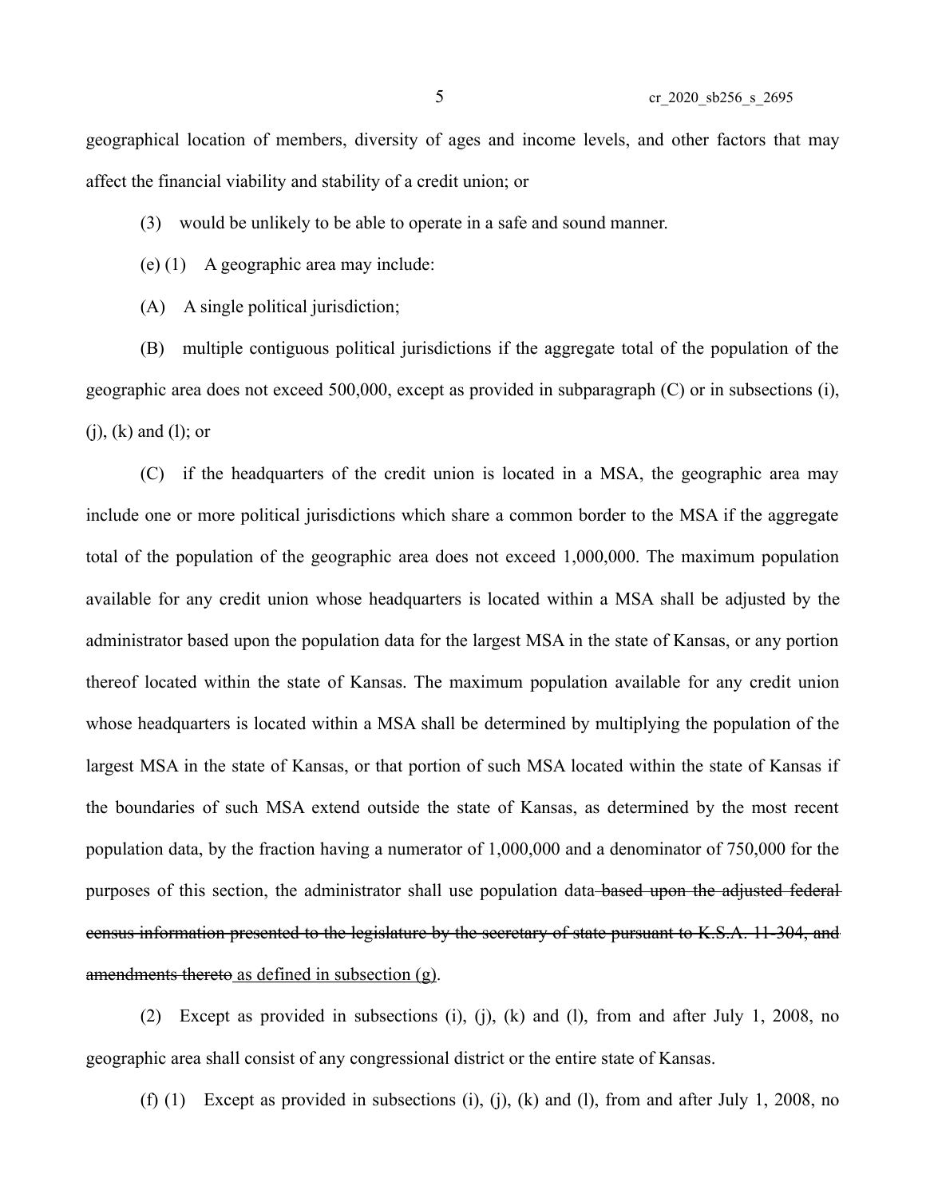geographical location of members, diversity of ages and income levels, and other factors that may affect the financial viability and stability of a credit union; or

(3) would be unlikely to be able to operate in a safe and sound manner.

(e) (1) A geographic area may include:

(A) A single political jurisdiction;

(B) multiple contiguous political jurisdictions if the aggregate total of the population of the geographic area does not exceed 500,000, except as provided in subparagraph (C) or in subsections (i), (j), (k) and (l); or

(C) if the headquarters of the credit union is located in a MSA, the geographic area may include one or more political jurisdictions which share a common border to the MSA if the aggregate total of the population of the geographic area does not exceed 1,000,000. The maximum population available for any credit union whose headquarters is located within a MSA shall be adjusted by the administrator based upon the population data for the largest MSA in the state of Kansas, or any portion thereof located within the state of Kansas. The maximum population available for any credit union whose headquarters is located within a MSA shall be determined by multiplying the population of the largest MSA in the state of Kansas, or that portion of such MSA located within the state of Kansas if the boundaries of such MSA extend outside the state of Kansas, as determined by the most recent population data, by the fraction having a numerator of 1,000,000 and a denominator of 750,000 for the purposes of this section, the administrator shall use population data ~~based upon the adjusted federal census information presented to the legislature by the secretary of state pursuant to K.S.A. 11-304, and amendments thereto~~ as defined in subsection (g).

(2) Except as provided in subsections (i), (j), (k) and (l), from and after July 1, 2008, no geographic area shall consist of any congressional district or the entire state of Kansas.

(f) (1) Except as provided in subsections (i), (j), (k) and (l), from and after July 1, 2008, no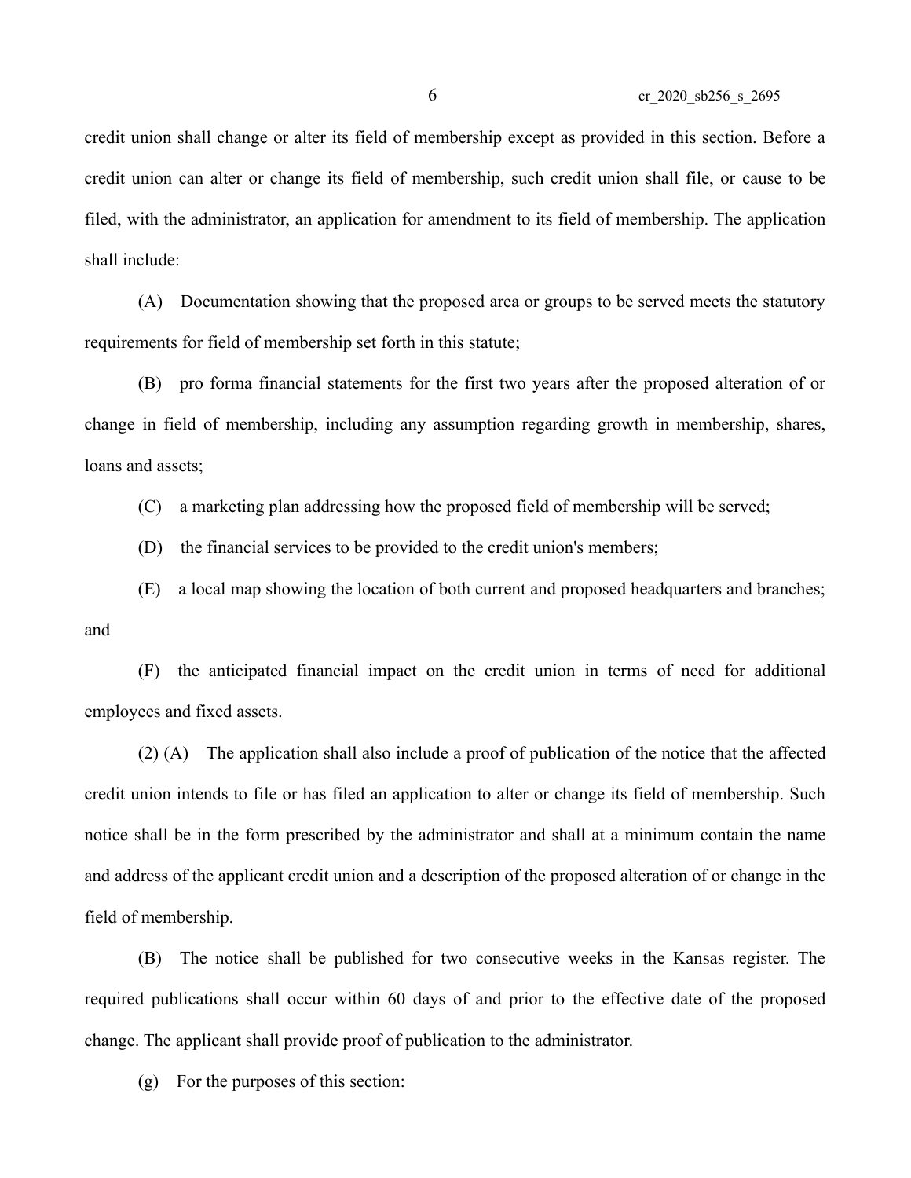credit union shall change or alter its field of membership except as provided in this section. Before a credit union can alter or change its field of membership, such credit union shall file, or cause to be filed, with the administrator, an application for amendment to its field of membership. The application shall include:

(A) Documentation showing that the proposed area or groups to be served meets the statutory requirements for field of membership set forth in this statute;

(B) pro forma financial statements for the first two years after the proposed alteration of or change in field of membership, including any assumption regarding growth in membership, shares, loans and assets;

(C) a marketing plan addressing how the proposed field of membership will be served;

(D) the financial services to be provided to the credit union's members;

(E) a local map showing the location of both current and proposed headquarters and branches; and

(F) the anticipated financial impact on the credit union in terms of need for additional employees and fixed assets.

(2) (A) The application shall also include a proof of publication of the notice that the affected credit union intends to file or has filed an application to alter or change its field of membership. Such notice shall be in the form prescribed by the administrator and shall at a minimum contain the name and address of the applicant credit union and a description of the proposed alteration of or change in the field of membership.

(B) The notice shall be published for two consecutive weeks in the Kansas register. The required publications shall occur within 60 days of and prior to the effective date of the proposed change. The applicant shall provide proof of publication to the administrator.

(g) For the purposes of this section: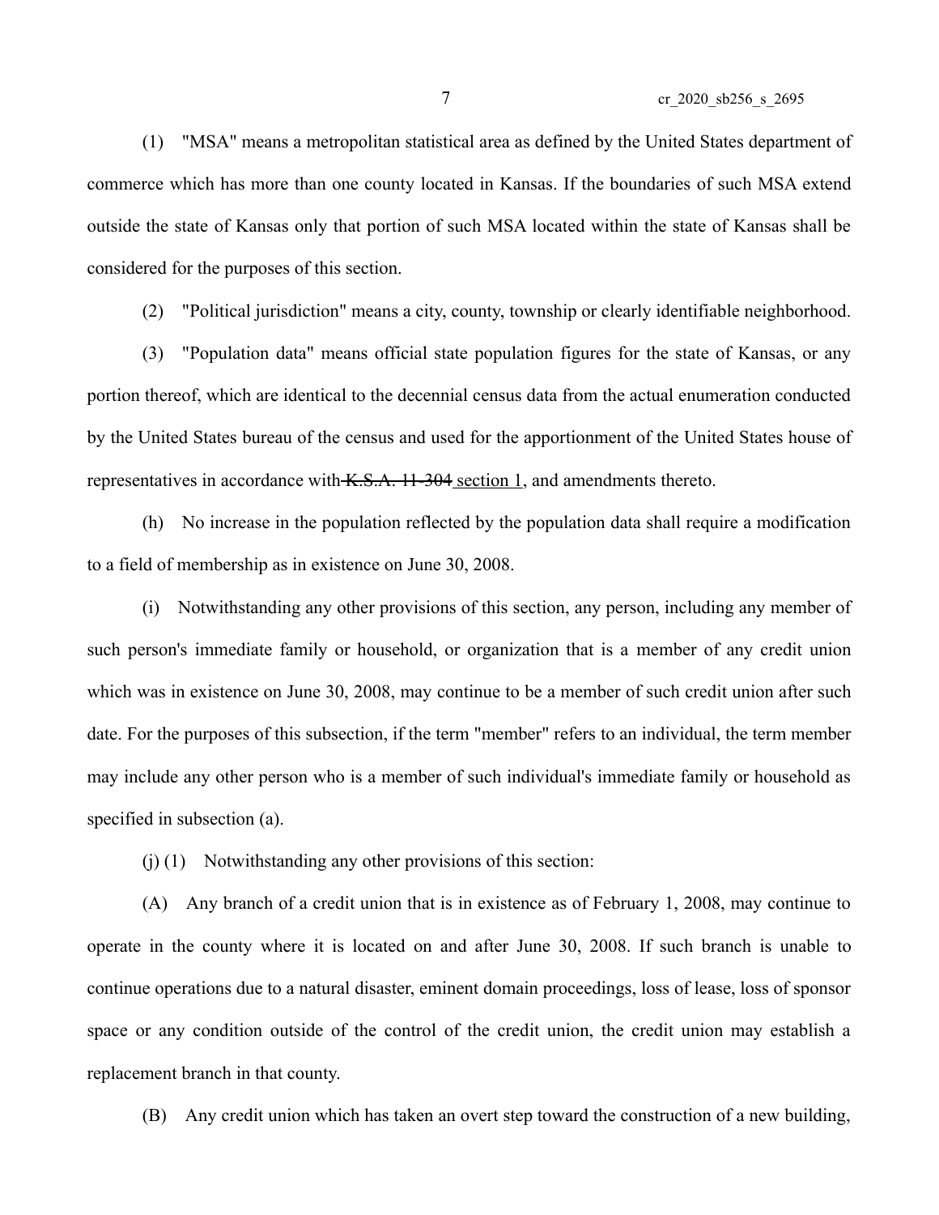(1) "MSA" means a metropolitan statistical area as defined by the United States department of commerce which has more than one county located in Kansas. If the boundaries of such MSA extend outside the state of Kansas only that portion of such MSA located within the state of Kansas shall be considered for the purposes of this section.

(2) "Political jurisdiction" means a city, county, township or clearly identifiable neighborhood.

(3) "Population data" means official state population figures for the state of Kansas, or any portion thereof, which are identical to the decennial census data from the actual enumeration conducted by the United States bureau of the census and used for the apportionment of the United States house of representatives in accordance with ~~K.S.A. 11-304~~ <u>section 1</u>, and amendments thereto.

(h) No increase in the population reflected by the population data shall require a modification to a field of membership as in existence on June 30, 2008.

(i) Notwithstanding any other provisions of this section, any person, including any member of such person's immediate family or household, or organization that is a member of any credit union which was in existence on June 30, 2008, may continue to be a member of such credit union after such date. For the purposes of this subsection, if the term "member" refers to an individual, the term member may include any other person who is a member of such individual's immediate family or household as specified in subsection (a).

(j) (1) Notwithstanding any other provisions of this section:

(A) Any branch of a credit union that is in existence as of February 1, 2008, may continue to operate in the county where it is located on and after June 30, 2008. If such branch is unable to continue operations due to a natural disaster, eminent domain proceedings, loss of lease, loss of sponsor space or any condition outside of the control of the credit union, the credit union may establish a replacement branch in that county.

(B) Any credit union which has taken an overt step toward the construction of a new building,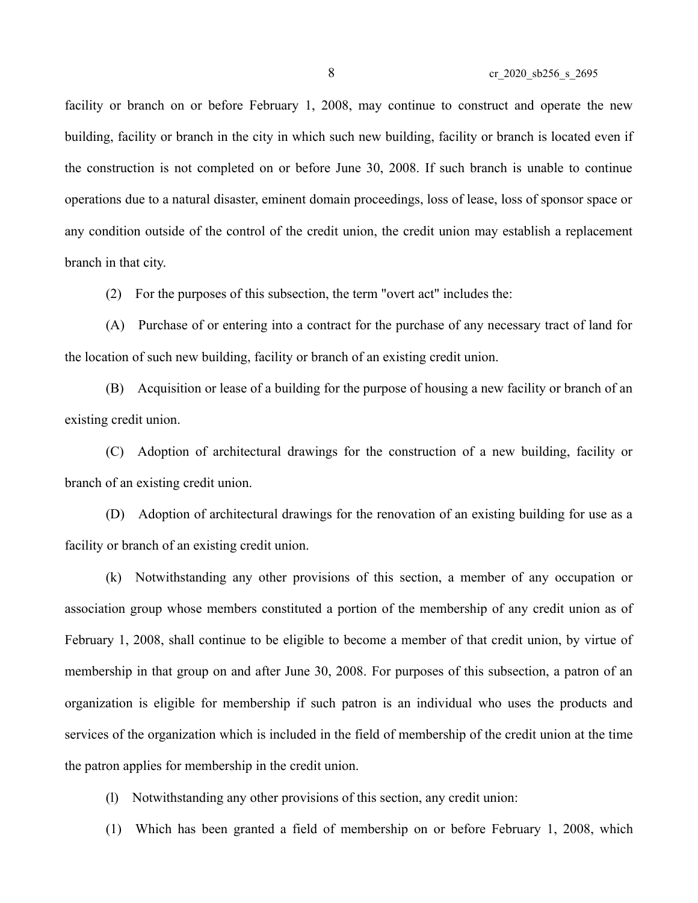facility or branch on or before February 1, 2008, may continue to construct and operate the new building, facility or branch in the city in which such new building, facility or branch is located even if the construction is not completed on or before June 30, 2008. If such branch is unable to continue operations due to a natural disaster, eminent domain proceedings, loss of lease, loss of sponsor space or any condition outside of the control of the credit union, the credit union may establish a replacement branch in that city.

(2) For the purposes of this subsection, the term "overt act" includes the:

(A) Purchase of or entering into a contract for the purchase of any necessary tract of land for the location of such new building, facility or branch of an existing credit union.

(B) Acquisition or lease of a building for the purpose of housing a new facility or branch of an existing credit union.

(C) Adoption of architectural drawings for the construction of a new building, facility or branch of an existing credit union.

(D) Adoption of architectural drawings for the renovation of an existing building for use as a facility or branch of an existing credit union.

(k) Notwithstanding any other provisions of this section, a member of any occupation or association group whose members constituted a portion of the membership of any credit union as of February 1, 2008, shall continue to be eligible to become a member of that credit union, by virtue of membership in that group on and after June 30, 2008. For purposes of this subsection, a patron of an organization is eligible for membership if such patron is an individual who uses the products and services of the organization which is included in the field of membership of the credit union at the time the patron applies for membership in the credit union.

(l) Notwithstanding any other provisions of this section, any credit union:

(1) Which has been granted a field of membership on or before February 1, 2008, which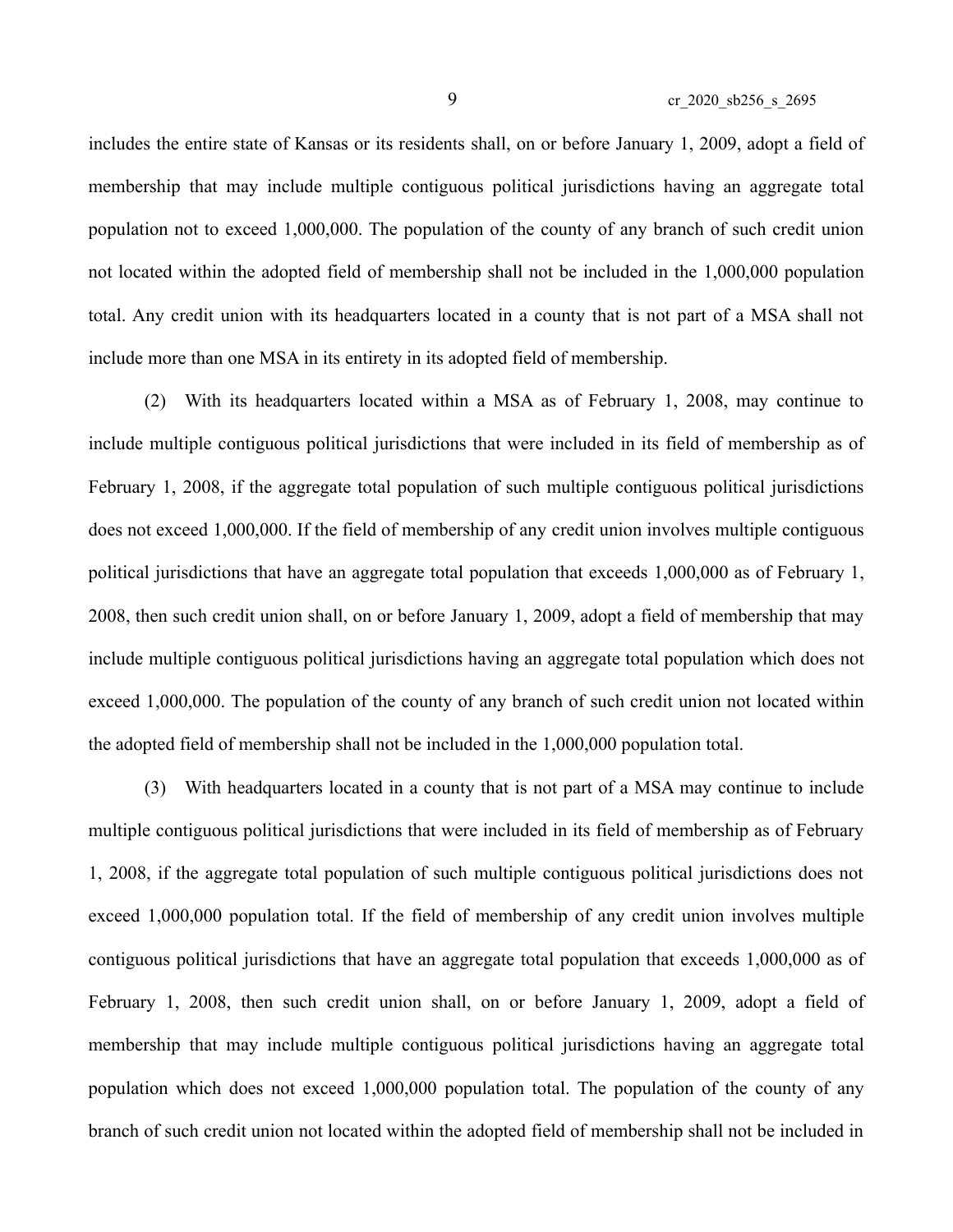includes the entire state of Kansas or its residents shall, on or before January 1, 2009, adopt a field of membership that may include multiple contiguous political jurisdictions having an aggregate total population not to exceed 1,000,000. The population of the county of any branch of such credit union not located within the adopted field of membership shall not be included in the 1,000,000 population total. Any credit union with its headquarters located in a county that is not part of a MSA shall not include more than one MSA in its entirety in its adopted field of membership.

(2) With its headquarters located within a MSA as of February 1, 2008, may continue to include multiple contiguous political jurisdictions that were included in its field of membership as of February 1, 2008, if the aggregate total population of such multiple contiguous political jurisdictions does not exceed 1,000,000. If the field of membership of any credit union involves multiple contiguous political jurisdictions that have an aggregate total population that exceeds 1,000,000 as of February 1, 2008, then such credit union shall, on or before January 1, 2009, adopt a field of membership that may include multiple contiguous political jurisdictions having an aggregate total population which does not exceed 1,000,000. The population of the county of any branch of such credit union not located within the adopted field of membership shall not be included in the 1,000,000 population total.

(3) With headquarters located in a county that is not part of a MSA may continue to include multiple contiguous political jurisdictions that were included in its field of membership as of February 1, 2008, if the aggregate total population of such multiple contiguous political jurisdictions does not exceed 1,000,000 population total. If the field of membership of any credit union involves multiple contiguous political jurisdictions that have an aggregate total population that exceeds 1,000,000 as of February 1, 2008, then such credit union shall, on or before January 1, 2009, adopt a field of membership that may include multiple contiguous political jurisdictions having an aggregate total population which does not exceed 1,000,000 population total. The population of the county of any branch of such credit union not located within the adopted field of membership shall not be included in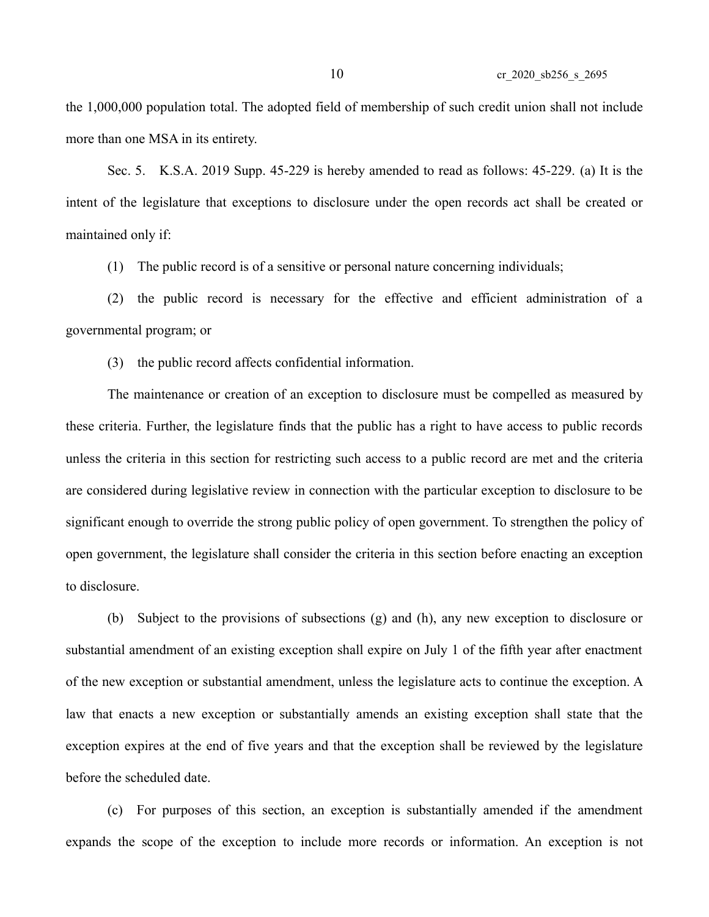the 1,000,000 population total. The adopted field of membership of such credit union shall not include more than one MSA in its entirety.

Sec. 5. K.S.A. 2019 Supp. 45-229 is hereby amended to read as follows: 45-229. (a) It is the intent of the legislature that exceptions to disclosure under the open records act shall be created or maintained only if:

(1) The public record is of a sensitive or personal nature concerning individuals;

(2) the public record is necessary for the effective and efficient administration of a governmental program; or

(3) the public record affects confidential information.

The maintenance or creation of an exception to disclosure must be compelled as measured by these criteria. Further, the legislature finds that the public has a right to have access to public records unless the criteria in this section for restricting such access to a public record are met and the criteria are considered during legislative review in connection with the particular exception to disclosure to be significant enough to override the strong public policy of open government. To strengthen the policy of open government, the legislature shall consider the criteria in this section before enacting an exception to disclosure.

(b) Subject to the provisions of subsections (g) and (h), any new exception to disclosure or substantial amendment of an existing exception shall expire on July 1 of the fifth year after enactment of the new exception or substantial amendment, unless the legislature acts to continue the exception. A law that enacts a new exception or substantially amends an existing exception shall state that the exception expires at the end of five years and that the exception shall be reviewed by the legislature before the scheduled date.

(c) For purposes of this section, an exception is substantially amended if the amendment expands the scope of the exception to include more records or information. An exception is not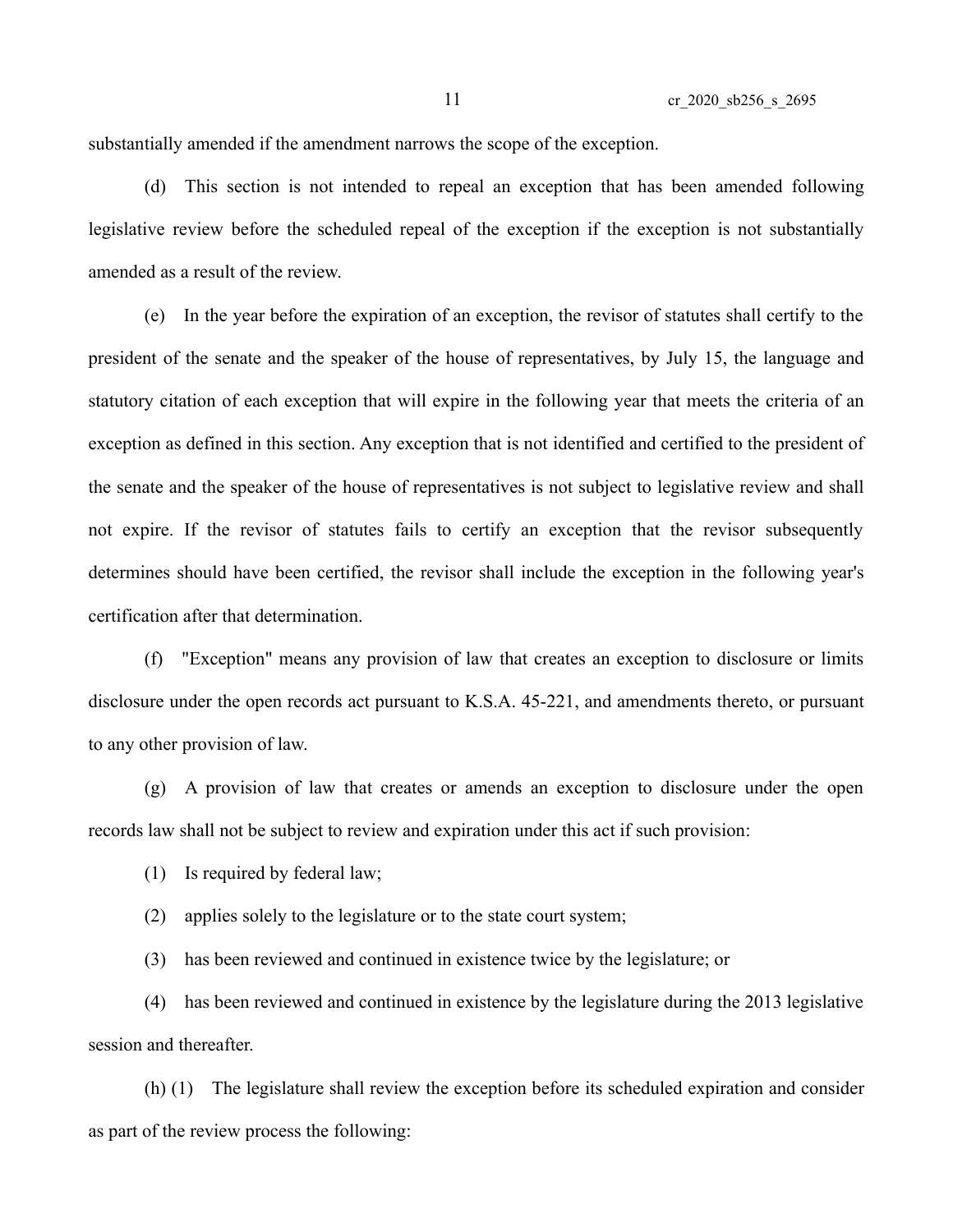substantially amended if the amendment narrows the scope of the exception.

(d) This section is not intended to repeal an exception that has been amended following legislative review before the scheduled repeal of the exception if the exception is not substantially amended as a result of the review.

(e) In the year before the expiration of an exception, the revisor of statutes shall certify to the president of the senate and the speaker of the house of representatives, by July 15, the language and statutory citation of each exception that will expire in the following year that meets the criteria of an exception as defined in this section. Any exception that is not identified and certified to the president of the senate and the speaker of the house of representatives is not subject to legislative review and shall not expire. If the revisor of statutes fails to certify an exception that the revisor subsequently determines should have been certified, the revisor shall include the exception in the following year's certification after that determination.

(f) "Exception" means any provision of law that creates an exception to disclosure or limits disclosure under the open records act pursuant to K.S.A. 45-221, and amendments thereto, or pursuant to any other provision of law.

(g) A provision of law that creates or amends an exception to disclosure under the open records law shall not be subject to review and expiration under this act if such provision:

(1) Is required by federal law;

(2) applies solely to the legislature or to the state court system;

(3) has been reviewed and continued in existence twice by the legislature; or

(4) has been reviewed and continued in existence by the legislature during the 2013 legislative session and thereafter.

(h) (1) The legislature shall review the exception before its scheduled expiration and consider as part of the review process the following: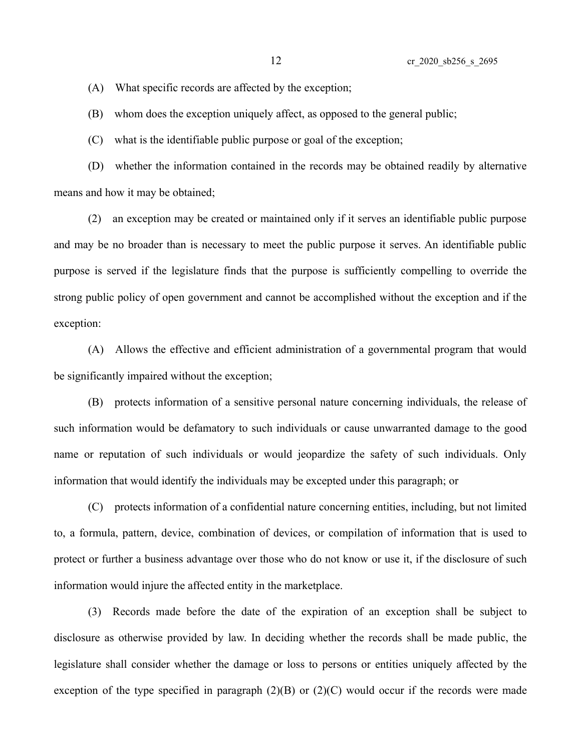(A) What specific records are affected by the exception;

(B) whom does the exception uniquely affect, as opposed to the general public;

(C) what is the identifiable public purpose or goal of the exception;

(D) whether the information contained in the records may be obtained readily by alternative means and how it may be obtained;

(2) an exception may be created or maintained only if it serves an identifiable public purpose and may be no broader than is necessary to meet the public purpose it serves. An identifiable public purpose is served if the legislature finds that the purpose is sufficiently compelling to override the strong public policy of open government and cannot be accomplished without the exception and if the exception:

(A) Allows the effective and efficient administration of a governmental program that would be significantly impaired without the exception;

(B) protects information of a sensitive personal nature concerning individuals, the release of such information would be defamatory to such individuals or cause unwarranted damage to the good name or reputation of such individuals or would jeopardize the safety of such individuals. Only information that would identify the individuals may be excepted under this paragraph; or

(C) protects information of a confidential nature concerning entities, including, but not limited to, a formula, pattern, device, combination of devices, or compilation of information that is used to protect or further a business advantage over those who do not know or use it, if the disclosure of such information would injure the affected entity in the marketplace.

(3) Records made before the date of the expiration of an exception shall be subject to disclosure as otherwise provided by law. In deciding whether the records shall be made public, the legislature shall consider whether the damage or loss to persons or entities uniquely affected by the exception of the type specified in paragraph (2)(B) or (2)(C) would occur if the records were made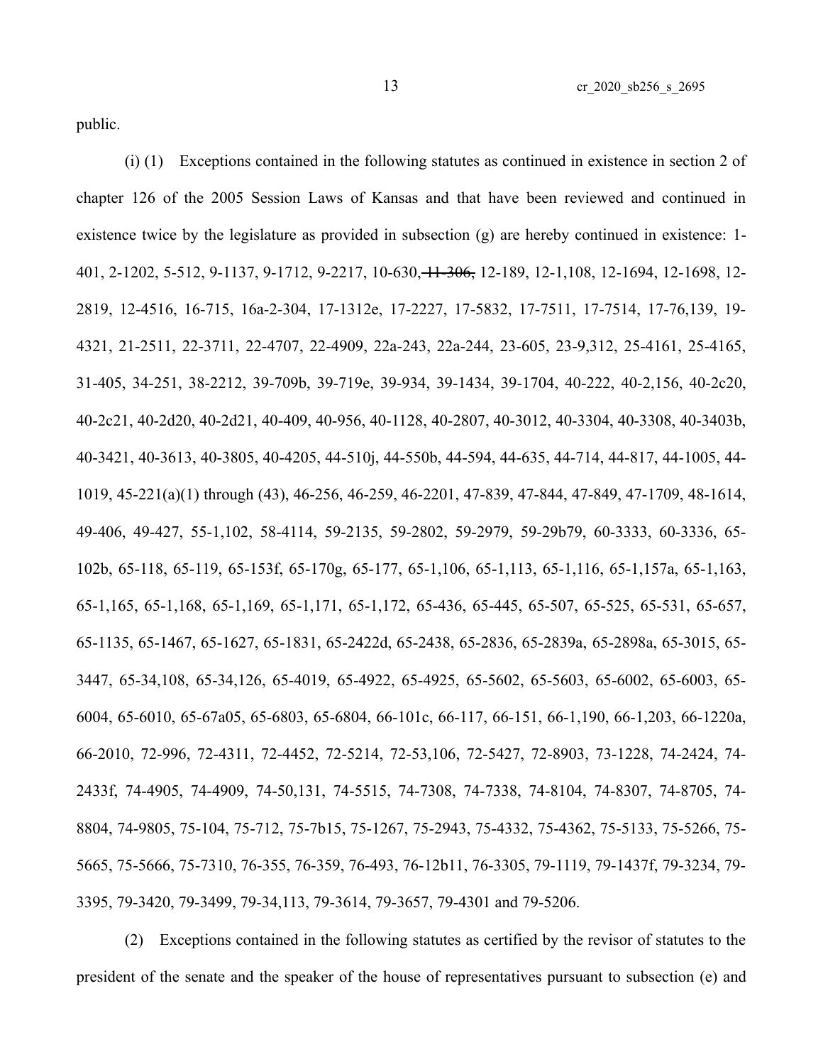public.

(i) (1) Exceptions contained in the following statutes as continued in existence in section 2 of chapter 126 of the 2005 Session Laws of Kansas and that have been reviewed and continued in existence twice by the legislature as provided in subsection (g) are hereby continued in existence: 1-401, 2-1202, 5-512, 9-1137, 9-1712, 9-2217, 10-630, ~~11-306,~~ 12-189, 12-1,108, 12-1694, 12-1698, 12-2819, 12-4516, 16-715, 16a-2-304, 17-1312e, 17-2227, 17-5832, 17-7511, 17-7514, 17-76,139, 19-4321, 21-2511, 22-3711, 22-4707, 22-4909, 22a-243, 22a-244, 23-605, 23-9,312, 25-4161, 25-4165, 31-405, 34-251, 38-2212, 39-709b, 39-719e, 39-934, 39-1434, 39-1704, 40-222, 40-2,156, 40-2c20, 40-2c21, 40-2d20, 40-2d21, 40-409, 40-956, 40-1128, 40-2807, 40-3012, 40-3304, 40-3308, 40-3403b, 40-3421, 40-3613, 40-3805, 40-4205, 44-510j, 44-550b, 44-594, 44-635, 44-714, 44-817, 44-1005, 44-1019, 45-221(a)(1) through (43), 46-256, 46-259, 46-2201, 47-839, 47-844, 47-849, 47-1709, 48-1614, 49-406, 49-427, 55-1,102, 58-4114, 59-2135, 59-2802, 59-2979, 59-29b79, 60-3333, 60-3336, 65-102b, 65-118, 65-119, 65-153f, 65-170g, 65-177, 65-1,106, 65-1,113, 65-1,116, 65-1,157a, 65-1,163, 65-1,165, 65-1,168, 65-1,169, 65-1,171, 65-1,172, 65-436, 65-445, 65-507, 65-525, 65-531, 65-657, 65-1135, 65-1467, 65-1627, 65-1831, 65-2422d, 65-2438, 65-2836, 65-2839a, 65-2898a, 65-3015, 65-3447, 65-34,108, 65-34,126, 65-4019, 65-4922, 65-4925, 65-5602, 65-5603, 65-6002, 65-6003, 65-6004, 65-6010, 65-67a05, 65-6803, 65-6804, 66-101c, 66-117, 66-151, 66-1,190, 66-1,203, 66-1220a, 66-2010, 72-996, 72-4311, 72-4452, 72-5214, 72-53,106, 72-5427, 72-8903, 73-1228, 74-2424, 74-2433f, 74-4905, 74-4909, 74-50,131, 74-5515, 74-7308, 74-7338, 74-8104, 74-8307, 74-8705, 74-8804, 74-9805, 75-104, 75-712, 75-7b15, 75-1267, 75-2943, 75-4332, 75-4362, 75-5133, 75-5266, 75-5665, 75-5666, 75-7310, 76-355, 76-359, 76-493, 76-12b11, 76-3305, 79-1119, 79-1437f, 79-3234, 79-3395, 79-3420, 79-3499, 79-34,113, 79-3614, 79-3657, 79-4301 and 79-5206.

(2) Exceptions contained in the following statutes as certified by the revisor of statutes to the president of the senate and the speaker of the house of representatives pursuant to subsection (e) and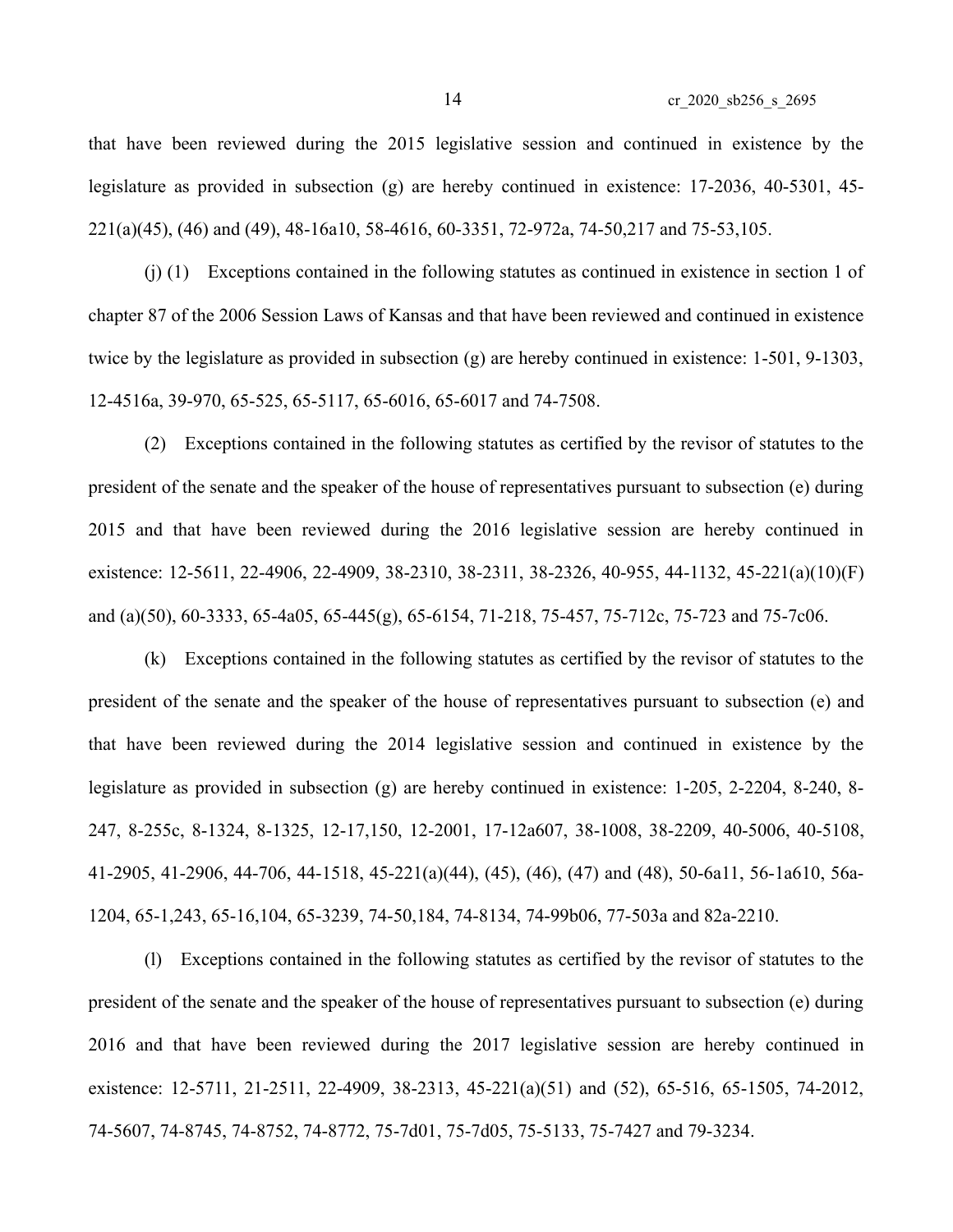that have been reviewed during the 2015 legislative session and continued in existence by the legislature as provided in subsection (g) are hereby continued in existence: 17-2036, 40-5301, 45-221(a)(45), (46) and (49), 48-16a10, 58-4616, 60-3351, 72-972a, 74-50,217 and 75-53,105.

(j) (1) Exceptions contained in the following statutes as continued in existence in section 1 of chapter 87 of the 2006 Session Laws of Kansas and that have been reviewed and continued in existence twice by the legislature as provided in subsection (g) are hereby continued in existence: 1-501, 9-1303, 12-4516a, 39-970, 65-525, 65-5117, 65-6016, 65-6017 and 74-7508.

(2) Exceptions contained in the following statutes as certified by the revisor of statutes to the president of the senate and the speaker of the house of representatives pursuant to subsection (e) during 2015 and that have been reviewed during the 2016 legislative session are hereby continued in existence: 12-5611, 22-4906, 22-4909, 38-2310, 38-2311, 38-2326, 40-955, 44-1132, 45-221(a)(10)(F) and (a)(50), 60-3333, 65-4a05, 65-445(g), 65-6154, 71-218, 75-457, 75-712c, 75-723 and 75-7c06.

(k) Exceptions contained in the following statutes as certified by the revisor of statutes to the president of the senate and the speaker of the house of representatives pursuant to subsection (e) and that have been reviewed during the 2014 legislative session and continued in existence by the legislature as provided in subsection (g) are hereby continued in existence: 1-205, 2-2204, 8-240, 8-247, 8-255c, 8-1324, 8-1325, 12-17,150, 12-2001, 17-12a607, 38-1008, 38-2209, 40-5006, 40-5108, 41-2905, 41-2906, 44-706, 44-1518, 45-221(a)(44), (45), (46), (47) and (48), 50-6a11, 56-1a610, 56a-1204, 65-1,243, 65-16,104, 65-3239, 74-50,184, 74-8134, 74-99b06, 77-503a and 82a-2210.

(l) Exceptions contained in the following statutes as certified by the revisor of statutes to the president of the senate and the speaker of the house of representatives pursuant to subsection (e) during 2016 and that have been reviewed during the 2017 legislative session are hereby continued in existence: 12-5711, 21-2511, 22-4909, 38-2313, 45-221(a)(51) and (52), 65-516, 65-1505, 74-2012, 74-5607, 74-8745, 74-8752, 74-8772, 75-7d01, 75-7d05, 75-5133, 75-7427 and 79-3234.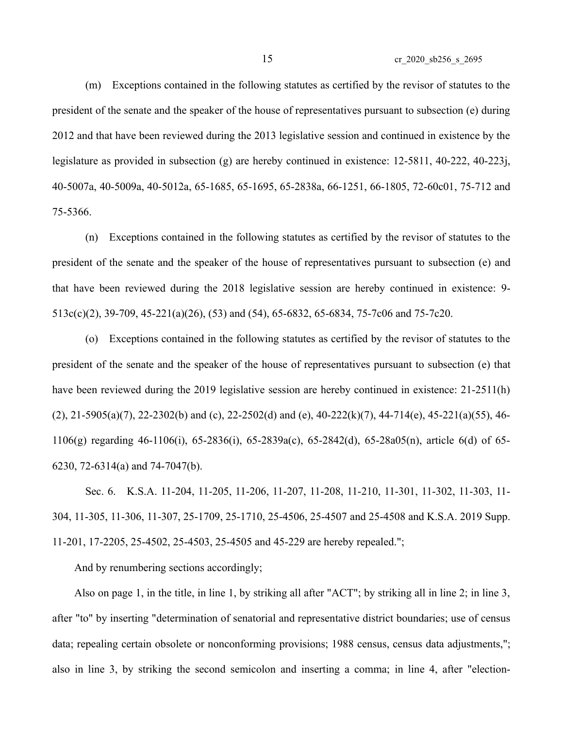(m) Exceptions contained in the following statutes as certified by the revisor of statutes to the president of the senate and the speaker of the house of representatives pursuant to subsection (e) during 2012 and that have been reviewed during the 2013 legislative session and continued in existence by the legislature as provided in subsection (g) are hereby continued in existence: 12-5811, 40-222, 40-223j, 40-5007a, 40-5009a, 40-5012a, 65-1685, 65-1695, 65-2838a, 66-1251, 66-1805, 72-60c01, 75-712 and 75-5366.

(n) Exceptions contained in the following statutes as certified by the revisor of statutes to the president of the senate and the speaker of the house of representatives pursuant to subsection (e) and that have been reviewed during the 2018 legislative session are hereby continued in existence: 9-513c(c)(2), 39-709, 45-221(a)(26), (53) and (54), 65-6832, 65-6834, 75-7c06 and 75-7c20.

(o) Exceptions contained in the following statutes as certified by the revisor of statutes to the president of the senate and the speaker of the house of representatives pursuant to subsection (e) that have been reviewed during the 2019 legislative session are hereby continued in existence: 21-2511(h)(2), 21-5905(a)(7), 22-2302(b) and (c), 22-2502(d) and (e), 40-222(k)(7), 44-714(e), 45-221(a)(55), 46-1106(g) regarding 46-1106(i), 65-2836(i), 65-2839a(c), 65-2842(d), 65-28a05(n), article 6(d) of 65-6230, 72-6314(a) and 74-7047(b).

Sec. 6. K.S.A. 11-204, 11-205, 11-206, 11-207, 11-208, 11-210, 11-301, 11-302, 11-303, 11-304, 11-305, 11-306, 11-307, 25-1709, 25-1710, 25-4506, 25-4507 and 25-4508 and K.S.A. 2019 Supp. 11-201, 17-2205, 25-4502, 25-4503, 25-4505 and 45-229 are hereby repealed.";

And by renumbering sections accordingly;

Also on page 1, in the title, in line 1, by striking all after "ACT"; by striking all in line 2; in line 3, after "to" by inserting "determination of senatorial and representative district boundaries; use of census data; repealing certain obsolete or nonconforming provisions; 1988 census, census data adjustments,"; also in line 3, by striking the second semicolon and inserting a comma; in line 4, after "election-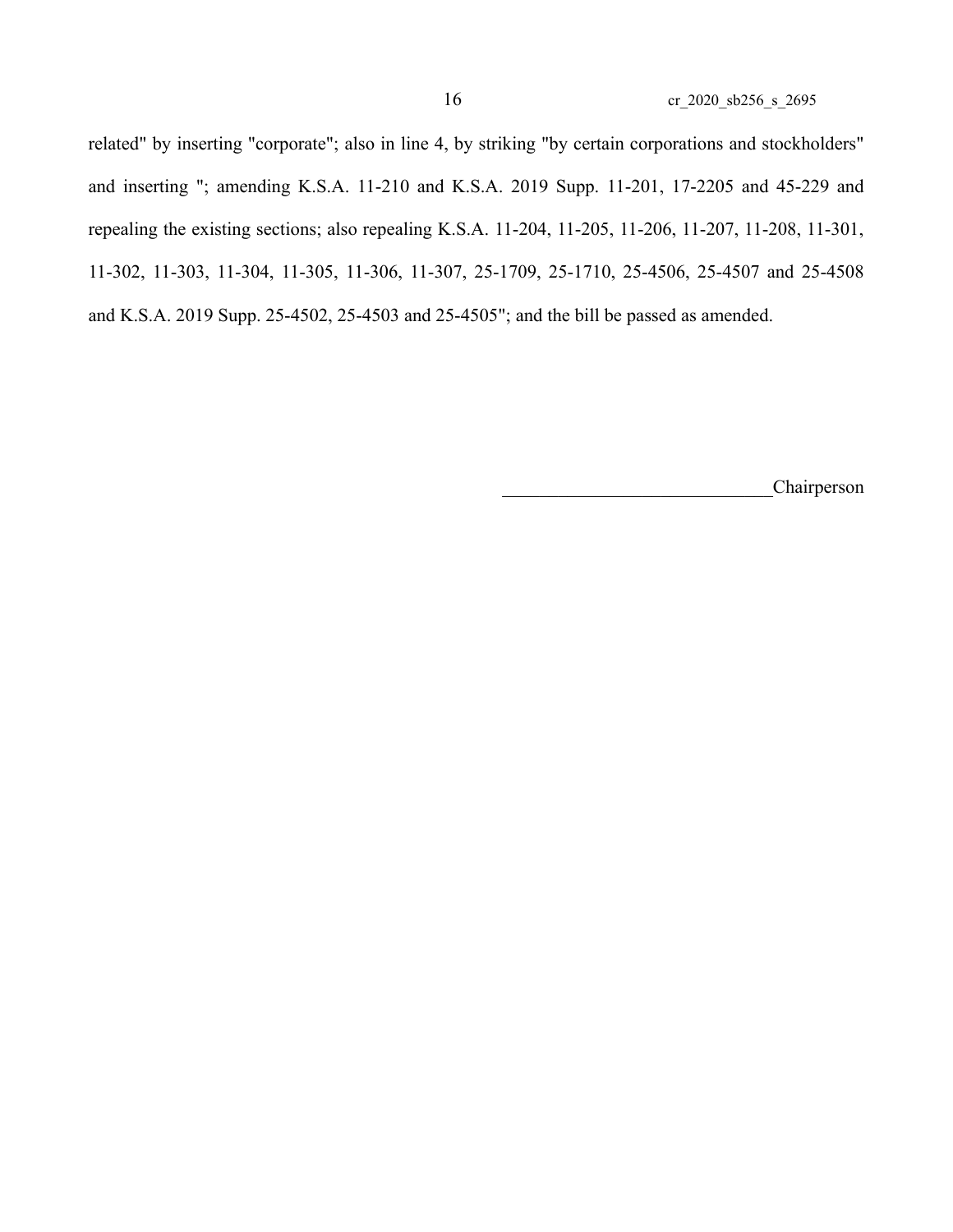related" by inserting "corporate"; also in line 4, by striking "by certain corporations and stockholders" and inserting "; amending K.S.A. 11-210 and K.S.A. 2019 Supp. 11-201, 17-2205 and 45-229 and repealing the existing sections; also repealing K.S.A. 11-204, 11-205, 11-206, 11-207, 11-208, 11-301, 11-302, 11-303, 11-304, 11-305, 11-306, 11-307, 25-1709, 25-1710, 25-4506, 25-4507 and 25-4508 and K.S.A. 2019 Supp. 25-4502, 25-4503 and 25-4505"; and the bill be passed as amended.

_____________________________Chairperson